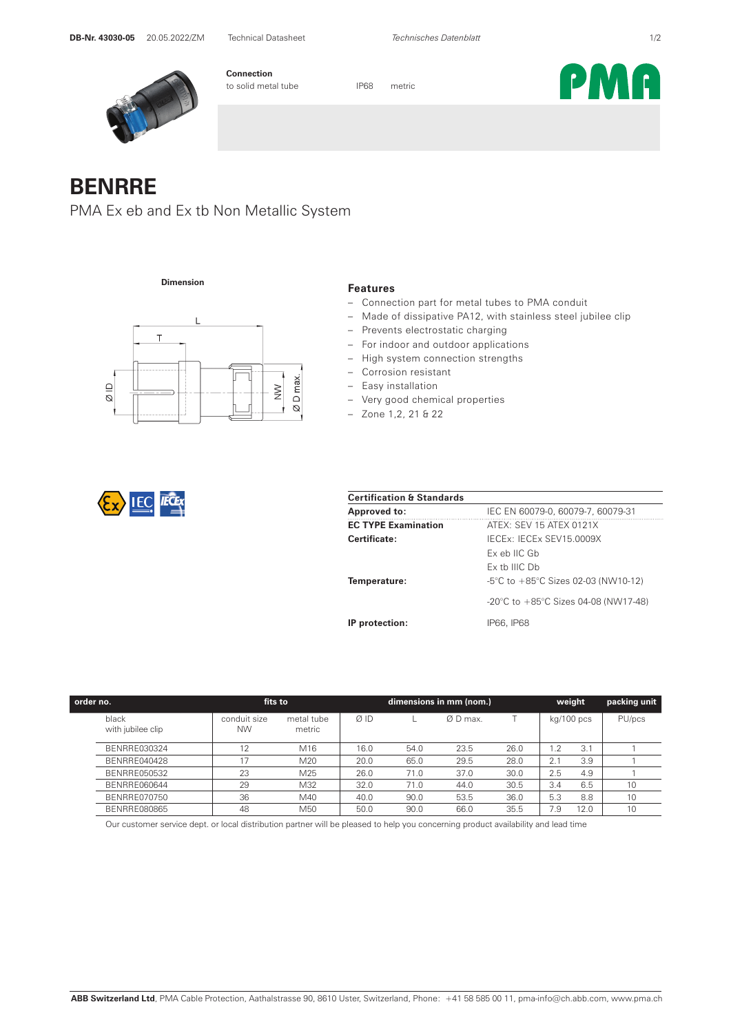**Connection**
to solid metal tube IP68 metric

# BENRRE

PMA Ex eb and Ex tb Non Metallic System

**Dimension**

### Features

- Connection part for metal tubes to PMA conduit
- Made of dissipative PA12, with stainless steel jubilee clip
- Prevents electrostatic charging
- For indoor and outdoor applications
- High system connection strengths
- Corrosion resistant
- Easy installation
- Very good chemical properties
- Zone 1,2, 21 & 22

| Certification & Standards | |
|---|---|
| **Approved to:** | IEC EN 60079-0, 60079-7, 60079-31 |
| **EC TYPE Examination** | ATEX: SEV 15 ATEX 0121X |
| **Certificate:** | IECEx: IECEx SEV15.0009X |
| | Ex eb IIC Gb |
| | Ex tb IIIC Db |
| **Temperature:** | -5°C to +85°C Sizes 02-03 (NW10-12) |
| | -20°C to +85°C Sizes 04-08 (NW17-48) |
| **IP protection:** | IP66, IP68 |

| order no. | fits to | | dimensions in mm (nom.) | | | | weight | | packing unit |
|---|---|---|---|---|---|---|---|---|---|
| black with jubilee clip | conduit size NW | metal tube metric | Ø ID | L | Ø D max. | T | kg/100 pcs | | PU/pcs |
| BENRRE030324 | 12 | M16 | 16.0 | 54.0 | 23.5 | 26.0 | 1.2 | 3.1 | 1 |
| BENRRE040428 | 17 | M20 | 20.0 | 65.0 | 29.5 | 28.0 | 2.1 | 3.9 | 1 |
| BENRRE050532 | 23 | M25 | 26.0 | 71.0 | 37.0 | 30.0 | 2.5 | 4.9 | 1 |
| BENRRE060644 | 29 | M32 | 32.0 | 71.0 | 44.0 | 30.5 | 3.4 | 6.5 | 10 |
| BENRRE070750 | 36 | M40 | 40.0 | 90.0 | 53.5 | 36.0 | 5.3 | 8.8 | 10 |
| BENRRE080865 | 48 | M50 | 50.0 | 90.0 | 66.0 | 35.5 | 7.9 | 12.0 | 10 |

Our customer service dept. or local distribution partner will be pleased to help you concerning product availability and lead time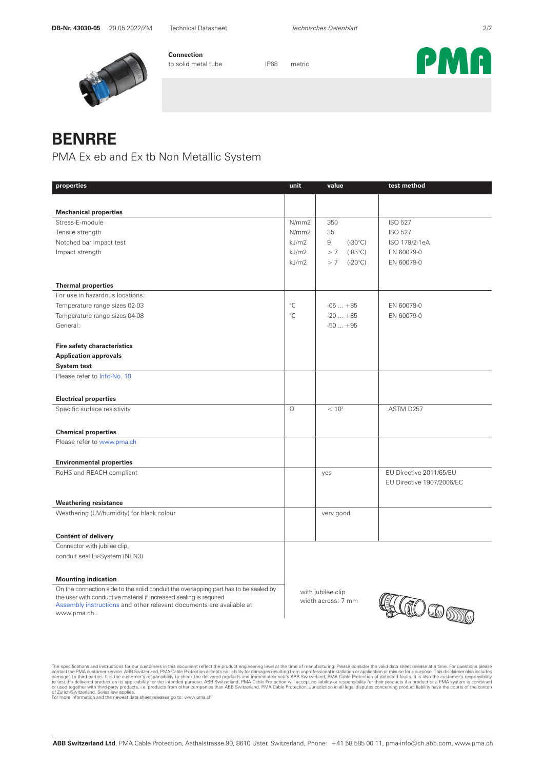**Connection**
to solid metal tube IP68 metric

# BENRRE

PMA Ex eb and Ex tb Non Metallic System

| properties | unit | value | test method |
|---|---|---|---|
| **Mechanical properties** | | | |
| Stress-E-module | N/mm2 | 350 | ISO 527 |
| Tensile strength | N/mm2 | 35 | ISO 527 |
| Notched bar impact test | kJ/m2 | 9 (-30°C) | ISO 179/2-1eA |
| Impact strength | kJ/m2 | > 7 ( 85°C) | EN 60079-0 |
| | kJ/m2 | > 7 (-20°C) | EN 60079-0 |
| **Thermal properties** | | | |
| For use in hazardous locations: | | | |
| Temperature range sizes 02-03 | °C | -05 ... +85 | EN 60079-0 |
| Temperature range sizes 04-08 | °C | -20 ... +85 | EN 60079-0 |
| General: | | -50 ... +95 | |
| **Fire safety characteristics** | | | |
| **Application approvals** | | | |
| **System test** | | | |
| Please refer to Info-No. 10 | | | |
| **Electrical properties** | | | |
| Specific surface resistivity | Ω | < $10^7$ | ASTM D257 |
| **Chemical properties** | | | |
| Please refer to www.pma.ch | | | |
| **Environmental properties** | | | |
| RoHS and REACH compliant | | yes | EU Directive 2011/65/EU<br>EU Directive 1907/2006/EC |
| **Weathering resistance** | | | |
| Weathering (UV/humidity) for black colour | | very good | |

**Content of delivery**

Connector with jubilee clip,
conduit seal Ex-System (NEN3)

**Mounting indication**

On the connection side to the solid conduit the overlapping part has to be sealed by the user with conductive material if increased sealing is required
Assembly instructions and other relevant documents are available at www.pma.ch..

with jubilee clip
width across: 7 mm

The specifications and instructions for our customers in this document reflect the product engineering level at the time of manufacturing. Please consider the valid data sheet release at a time. For questions please contact the PMA customer service. ABB Switzerland, PMA Cable Protection accepts no liability for damages resulting from unprofessional installation or application or misuse for a purpose. This disclaimer also includes damages to third parties. It is the customer's responsibility to check the delivered products and immediately notify ABB Switzerland, PMA Cable Protection of detected faults. It is also the customer's responsibility to test the delivered product on its applicability for the intended purpose. ABB Switzerland, PMA Cable Protection will accept no liability or responsibility for their products if a product or a PMA system is combined or used together with third-party products, i.e. products from other companies than ABB Switzerland, PMA Cable Protection. Jurisdiction in all legal disputes concerning product liability have the courts of the canton of Zurich/Switzerland. Swiss law applies.
For more information and the newest data sheet releases go to: www.pma.ch

**ABB Switzerland Ltd**, PMA Cable Protection, Aathalstrasse 90, 8610 Uster, Switzerland, Phone: +41 58 585 00 11, pma-info@ch.abb.com, www.pma.ch